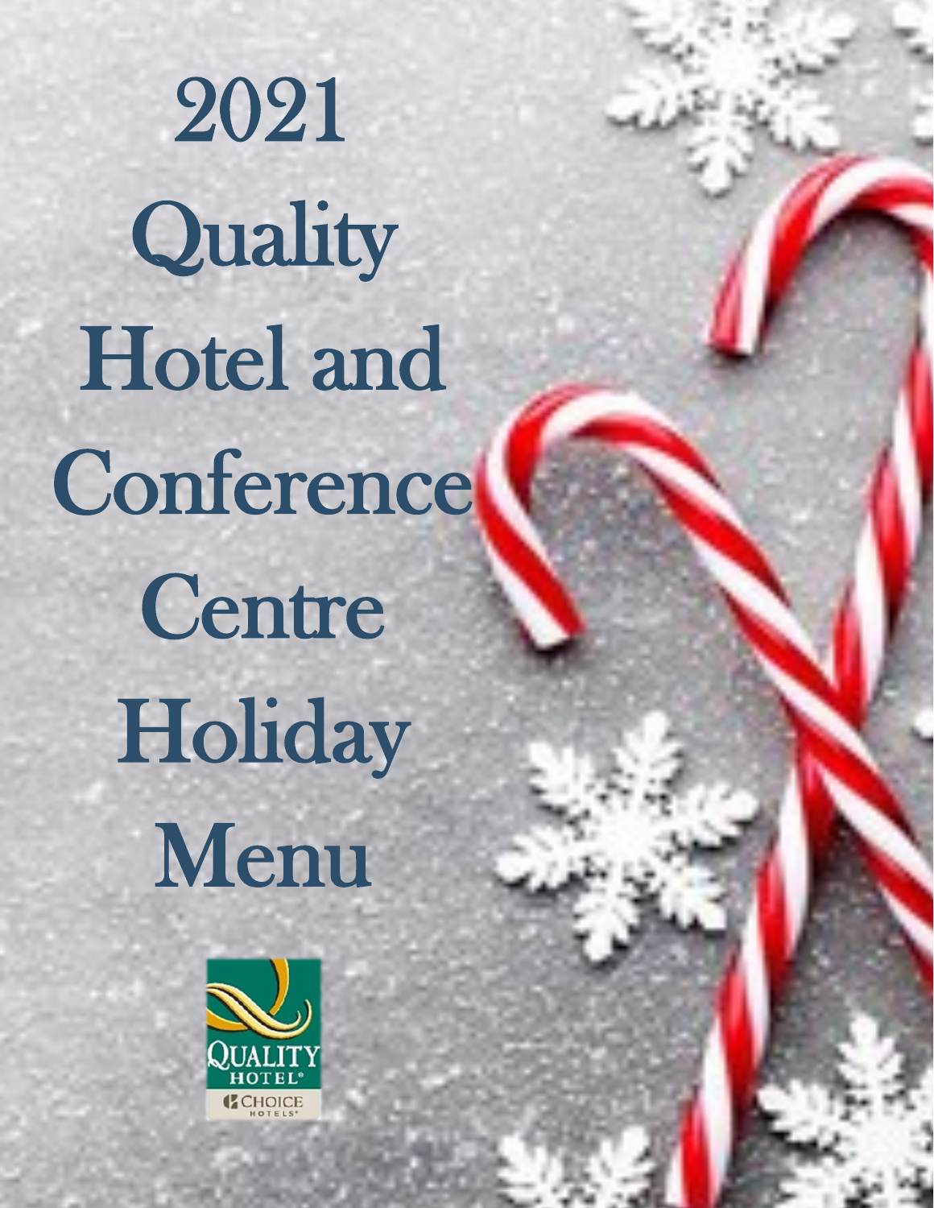# 2021 Quality Hotel and Conference Centre Holiday Menu

QUALITY HOTEL®

CHOICE HOTELS®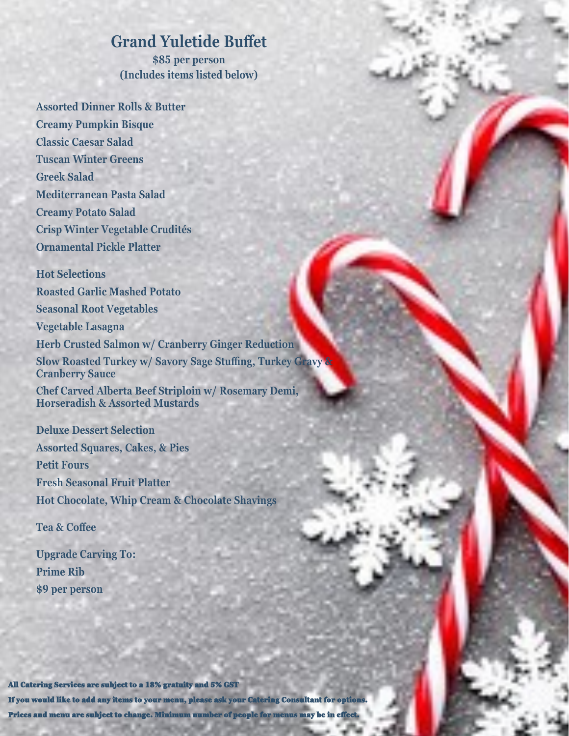# Grand Yuletide Buffet

**$85 per person**
**(Includes items listed below)**

**Assorted Dinner Rolls & Butter**
**Creamy Pumpkin Bisque**
**Classic Caesar Salad**
**Tuscan Winter Greens**
**Greek Salad**
**Mediterranean Pasta Salad**
**Creamy Potato Salad**
**Crisp Winter Vegetable Crudités**
**Ornamental Pickle Platter**

**Hot Selections**
**Roasted Garlic Mashed Potato**
**Seasonal Root Vegetables**
**Vegetable Lasagna**
**Herb Crusted Salmon w/ Cranberry Ginger Reduction**
**Slow Roasted Turkey w/ Savory Sage Stuffing, Turkey Gravy & Cranberry Sauce**
**Chef Carved Alberta Beef Striploin w/ Rosemary Demi, Horseradish & Assorted Mustards**

**Deluxe Dessert Selection**
**Assorted Squares, Cakes, & Pies**
**Petit Fours**
**Fresh Seasonal Fruit Platter**
**Hot Chocolate, Whip Cream & Chocolate Shavings**

**Tea & Coffee**

**Upgrade Carving To:**
**Prime Rib**
**$9 per person**

All Catering Services are subject to a 18% gratuity and 5% GST
If you would like to add any items to your menu, please ask your Catering Consultant for options.
Prices and menu are subject to change. Minimum number of people for menus may be in effect.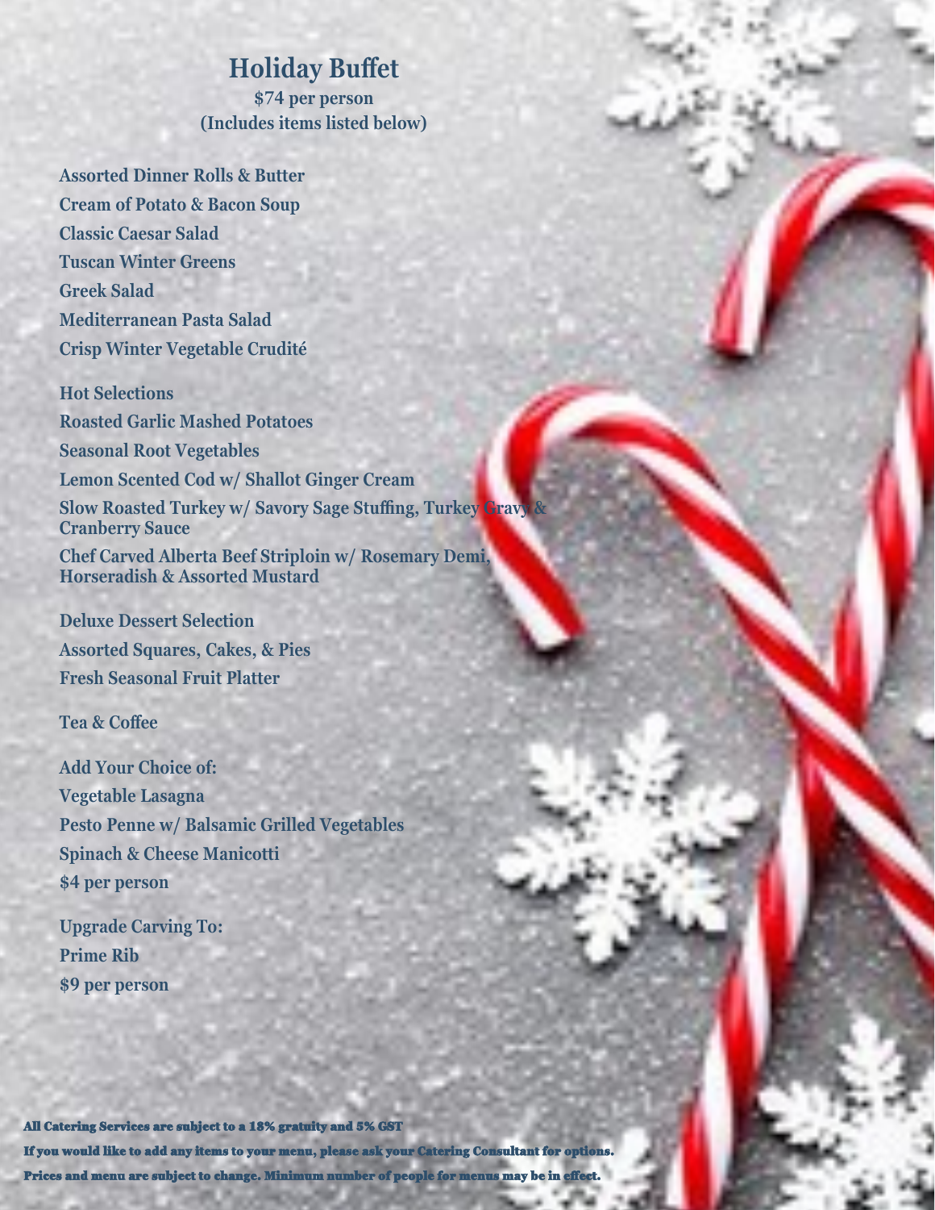# Holiday Buffet

**$74 per person**
**(Includes items listed below)**

**Assorted Dinner Rolls & Butter**
**Cream of Potato & Bacon Soup**
**Classic Caesar Salad**
**Tuscan Winter Greens**
**Greek Salad**
**Mediterranean Pasta Salad**
**Crisp Winter Vegetable Crudité**

**Hot Selections**
**Roasted Garlic Mashed Potatoes**
**Seasonal Root Vegetables**
**Lemon Scented Cod w/ Shallot Ginger Cream**
**Slow Roasted Turkey w/ Savory Sage Stuffing, Turkey Gravy & Cranberry Sauce**
**Chef Carved Alberta Beef Striploin w/ Rosemary Demi, Horseradish & Assorted Mustard**

**Deluxe Dessert Selection**
**Assorted Squares, Cakes, & Pies**
**Fresh Seasonal Fruit Platter**

**Tea & Coffee**

**Add Your Choice of:**
**Vegetable Lasagna**
**Pesto Penne w/ Balsamic Grilled Vegetables**
**Spinach & Cheese Manicotti**
**$4 per person**

**Upgrade Carving To:**
**Prime Rib**
**$9 per person**

**All Catering Services are subject to a 18% gratuity and 5% GST**
**If you would like to add any items to your menu, please ask your Catering Consultant for options.**
**Prices and menu are subject to change. Minimum number of people for menus may be in effect.**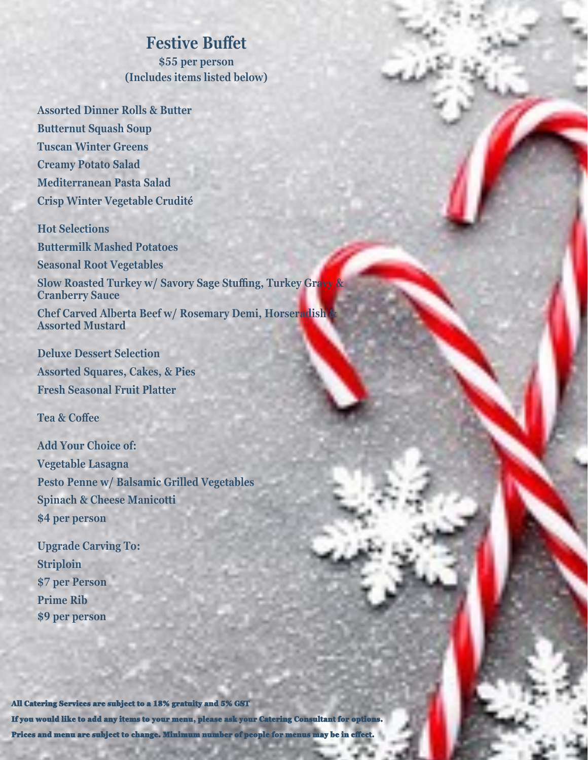# Festive Buffet

**$55 per person**
**(Includes items listed below)**

**Assorted Dinner Rolls & Butter**
**Butternut Squash Soup**
**Tuscan Winter Greens**
**Creamy Potato Salad**
**Mediterranean Pasta Salad**
**Crisp Winter Vegetable Crudité**

**Hot Selections**
**Buttermilk Mashed Potatoes**
**Seasonal Root Vegetables**
**Slow Roasted Turkey w/ Savory Sage Stuffing, Turkey Gravy & Cranberry Sauce**
**Chef Carved Alberta Beef w/ Rosemary Demi, Horseradish & Assorted Mustard**

**Deluxe Dessert Selection**
**Assorted Squares, Cakes, & Pies**
**Fresh Seasonal Fruit Platter**

**Tea & Coffee**

**Add Your Choice of:**
**Vegetable Lasagna**
**Pesto Penne w/ Balsamic Grilled Vegetables**
**Spinach & Cheese Manicotti**
**$4 per person**

**Upgrade Carving To:**
**Striploin**
**$7 per Person**
**Prime Rib**
**$9 per person**

**All Catering Services are subject to a 18% gratuity and 5% GST**
**If you would like to add any items to your menu, please ask your Catering Consultant for options.**
**Prices and menu are subject to change. Minimum number of people for menus may be in effect.**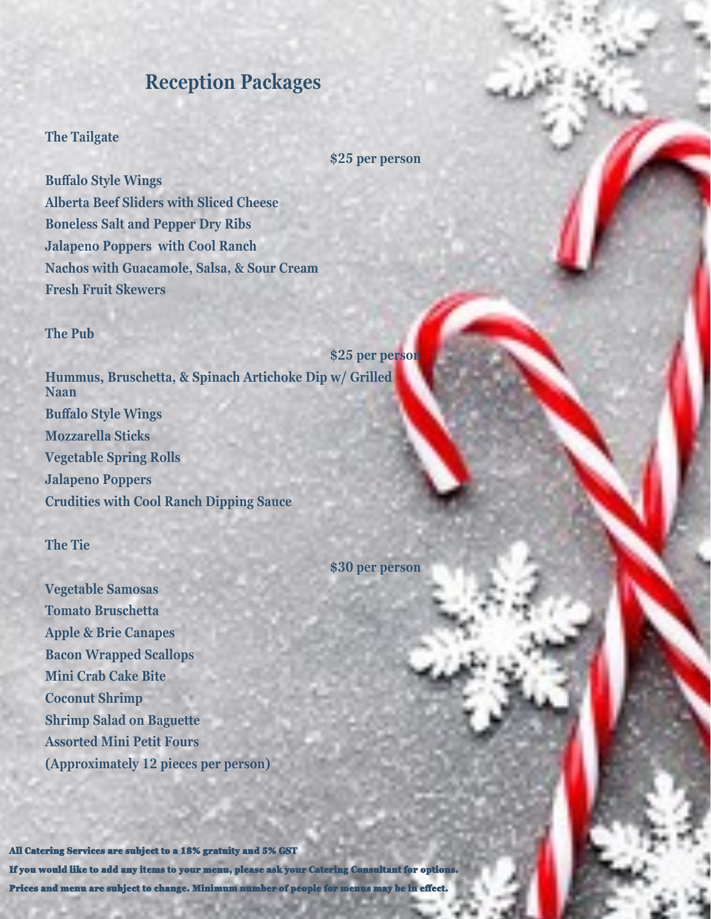# Reception Packages

### The Tailgate

**$25 per person**

**Buffalo Style Wings**
**Alberta Beef Sliders with Sliced Cheese**
**Boneless Salt and Pepper Dry Ribs**
**Jalapeno Poppers with Cool Ranch**
**Nachos with Guacamole, Salsa, & Sour Cream**
**Fresh Fruit Skewers**

### The Pub

**$25 per person**

**Hummus, Bruschetta, & Spinach Artichoke Dip w/ Grilled Naan**
**Buffalo Style Wings**
**Mozzarella Sticks**
**Vegetable Spring Rolls**
**Jalapeno Poppers**
**Crudities with Cool Ranch Dipping Sauce**

### The Tie

**$30 per person**

**Vegetable Samosas**
**Tomato Bruschetta**
**Apple & Brie Canapes**
**Bacon Wrapped Scallops**
**Mini Crab Cake Bite**
**Coconut Shrimp**
**Shrimp Salad on Baguette**
**Assorted Mini Petit Fours**
**(Approximately 12 pieces per person)**

**All Catering Services are subject to a 18% gratuity and 5% GST**

**If you would like to add any items to your menu, please ask your Catering Consultant for options.**

**Prices and menu are subject to change. Minimum number of people for menus may be in effect.**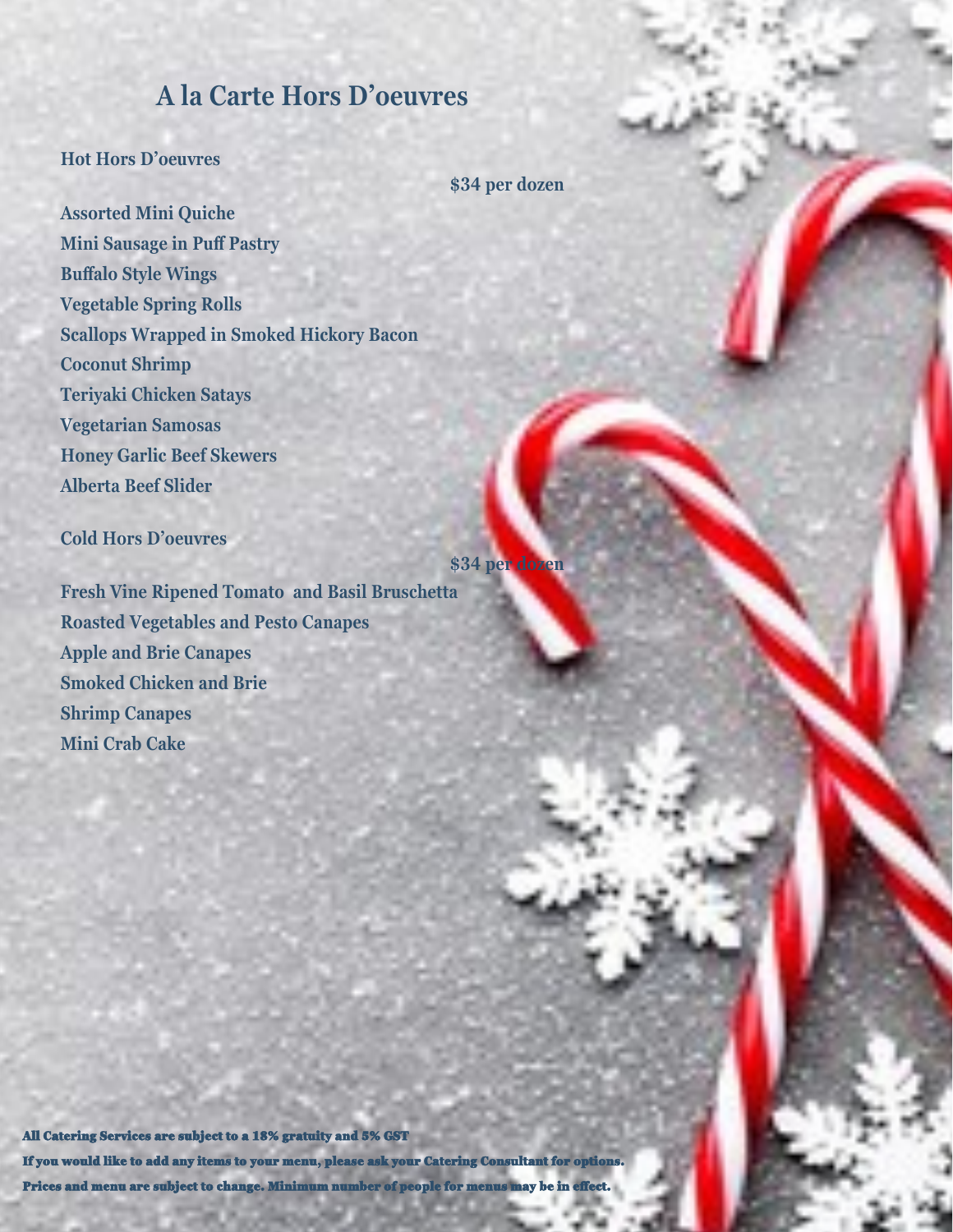# A la Carte Hors D'oeuvres

## Hot Hors D'oeuvres

**$34 per dozen**

**Assorted Mini Quiche**
**Mini Sausage in Puff Pastry**
**Buffalo Style Wings**
**Vegetable Spring Rolls**
**Scallops Wrapped in Smoked Hickory Bacon**
**Coconut Shrimp**
**Teriyaki Chicken Satays**
**Vegetarian Samosas**
**Honey Garlic Beef Skewers**
**Alberta Beef Slider**

## Cold Hors D'oeuvres

**$34 per dozen**

**Fresh Vine Ripened Tomato and Basil Bruschetta**
**Roasted Vegetables and Pesto Canapes**
**Apple and Brie Canapes**
**Smoked Chicken and Brie**
**Shrimp Canapes**
**Mini Crab Cake**

**All Catering Services are subject to a 18% gratuity and 5% GST**
**If you would like to add any items to your menu, please ask your Catering Consultant for options.**
**Prices and menu are subject to change. Minimum number of people for menus may be in effect.**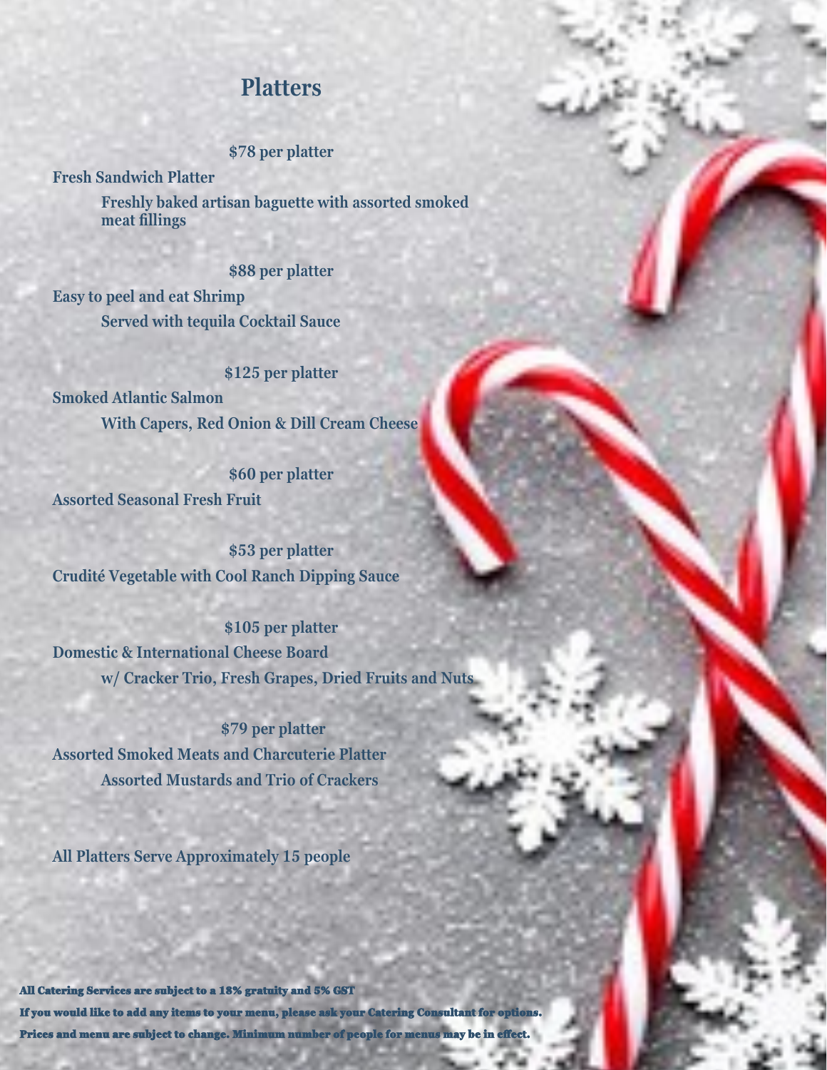# Platters

**$78 per platter**

**Fresh Sandwich Platter**

Freshly baked artisan baguette with assorted smoked meat fillings

**$88 per platter**

**Easy to peel and eat Shrimp**

Served with tequila Cocktail Sauce

**$125 per platter**

**Smoked Atlantic Salmon**

With Capers, Red Onion & Dill Cream Cheese

**$60 per platter**

**Assorted Seasonal Fresh Fruit**

**$53 per platter**

**Crudité Vegetable with Cool Ranch Dipping Sauce**

**$105 per platter**

**Domestic & International Cheese Board**

w/ Cracker Trio, Fresh Grapes, Dried Fruits and Nuts

**$79 per platter**

**Assorted Smoked Meats and Charcuterie Platter**

Assorted Mustards and Trio of Crackers

**All Platters Serve Approximately 15 people**

All Catering Services are subject to a 18% gratuity and 5% GST

If you would like to add any items to your menu, please ask your Catering Consultant for options.

Prices and menu are subject to change. Minimum number of people for menus may be in effect.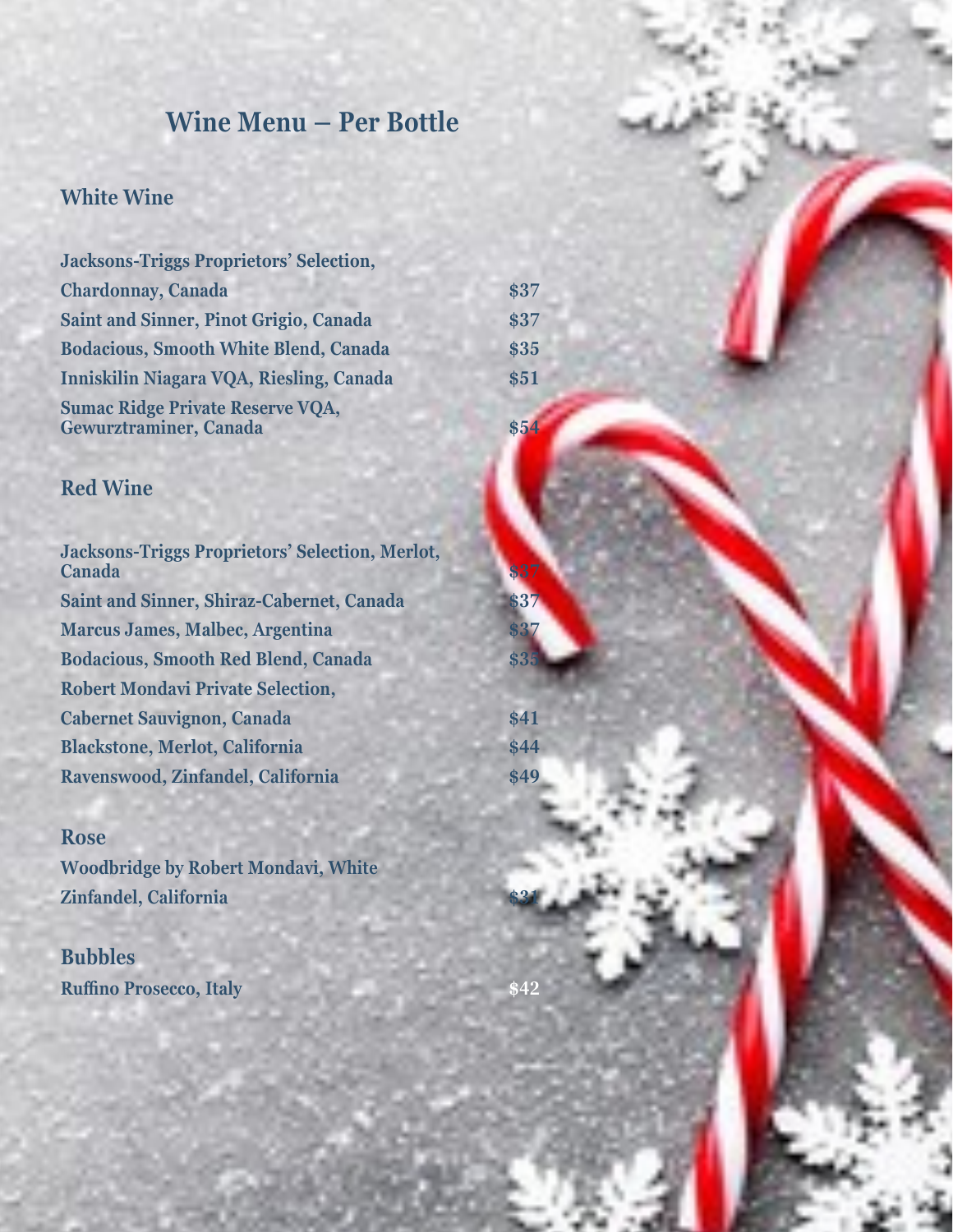# Wine Menu – Per Bottle

## White Wine

| Wine | Price |
|---|---|
| Jacksons-Triggs Proprietors' Selection, Chardonnay, Canada | $37 |
| Saint and Sinner, Pinot Grigio, Canada | $37 |
| Bodacious, Smooth White Blend, Canada | $35 |
| Inniskilin Niagara VQA, Riesling, Canada | $51 |
| Sumac Ridge Private Reserve VQA, Gewurztraminer, Canada | $54 |

## Red Wine

| Wine | Price |
|---|---|
| Jacksons-Triggs Proprietors' Selection, Merlot, Canada | $37 |
| Saint and Sinner, Shiraz-Cabernet, Canada | $37 |
| Marcus James, Malbec, Argentina | $37 |
| Bodacious, Smooth Red Blend, Canada | $35 |
| Robert Mondavi Private Selection, Cabernet Sauvignon, Canada | $41 |
| Blackstone, Merlot, California | $44 |
| Ravenswood, Zinfandel, California | $49 |

## Rose

| Wine | Price |
|---|---|
| Woodbridge by Robert Mondavi, White Zinfandel, California | $31 |

## Bubbles

| Wine | Price |
|---|---|
| Ruffino Prosecco, Italy | $42 |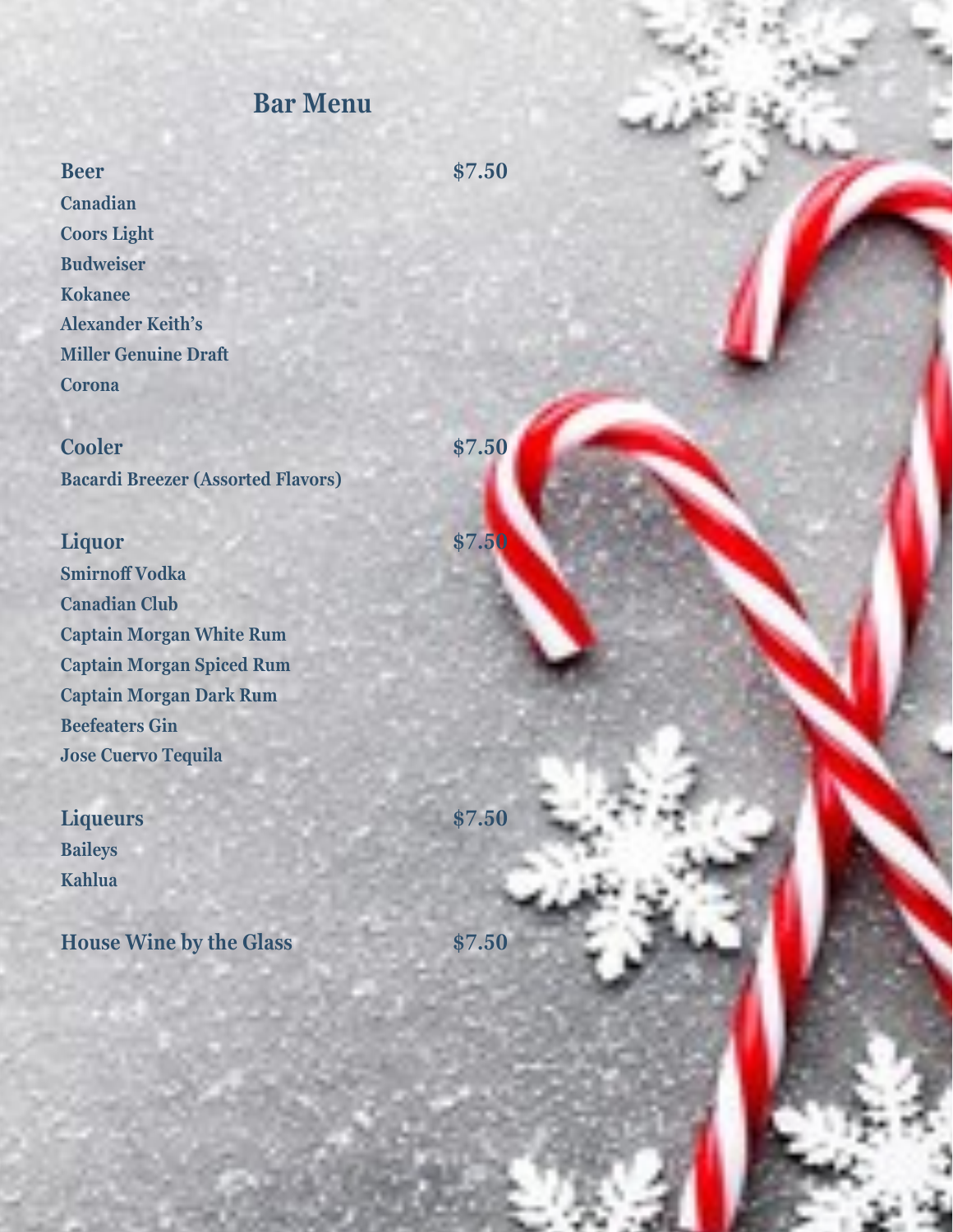# Bar Menu

**Beer** **$7.50**

**Canadian**
**Coors Light**
**Budweiser**
**Kokanee**
**Alexander Keith's**
**Miller Genuine Draft**
**Corona**

**Cooler** **$7.50**

**Bacardi Breezer (Assorted Flavors)**

**Liquor** **$7.50**

**Smirnoff Vodka**
**Canadian Club**
**Captain Morgan White Rum**
**Captain Morgan Spiced Rum**
**Captain Morgan Dark Rum**
**Beefeaters Gin**
**Jose Cuervo Tequila**

**Liqueurs** **$7.50**

**Baileys**
**Kahlua**

**House Wine by the Glass** **$7.50**